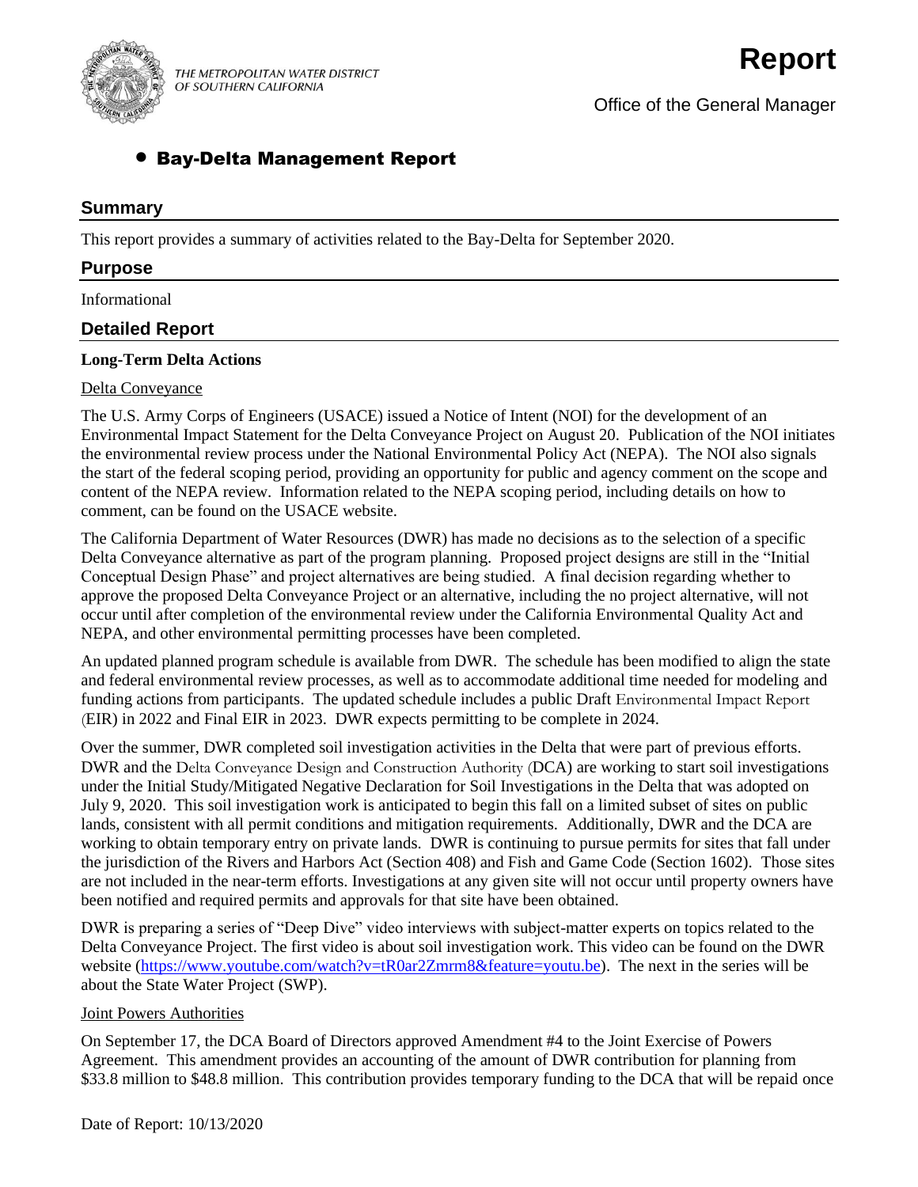THE METROPOLITAN WATER DISTRICT OF SOUTHERN CALIFORNIA

# Report

Office of the General Manager

## • Bay-Delta Management Report

## Summary

This report provides a summary of activities related to the Bay-Delta for September 2020.

## Purpose

Informational

## Detailed Report

**Long-Term Delta Actions**

Delta Conveyance

The U.S. Army Corps of Engineers (USACE) issued a Notice of Intent (NOI) for the development of an Environmental Impact Statement for the Delta Conveyance Project on August 20. Publication of the NOI initiates the environmental review process under the National Environmental Policy Act (NEPA). The NOI also signals the start of the federal scoping period, providing an opportunity for public and agency comment on the scope and content of the NEPA review. Information related to the NEPA scoping period, including details on how to comment, can be found on the USACE website.

The California Department of Water Resources (DWR) has made no decisions as to the selection of a specific Delta Conveyance alternative as part of the program planning. Proposed project designs are still in the "Initial Conceptual Design Phase" and project alternatives are being studied. A final decision regarding whether to approve the proposed Delta Conveyance Project or an alternative, including the no project alternative, will not occur until after completion of the environmental review under the California Environmental Quality Act and NEPA, and other environmental permitting processes have been completed.

An updated planned program schedule is available from DWR. The schedule has been modified to align the state and federal environmental review processes, as well as to accommodate additional time needed for modeling and funding actions from participants. The updated schedule includes a public Draft Environmental Impact Report (EIR) in 2022 and Final EIR in 2023. DWR expects permitting to be complete in 2024.

Over the summer, DWR completed soil investigation activities in the Delta that were part of previous efforts. DWR and the Delta Conveyance Design and Construction Authority (DCA) are working to start soil investigations under the Initial Study/Mitigated Negative Declaration for Soil Investigations in the Delta that was adopted on July 9, 2020. This soil investigation work is anticipated to begin this fall on a limited subset of sites on public lands, consistent with all permit conditions and mitigation requirements. Additionally, DWR and the DCA are working to obtain temporary entry on private lands. DWR is continuing to pursue permits for sites that fall under the jurisdiction of the Rivers and Harbors Act (Section 408) and Fish and Game Code (Section 1602). Those sites are not included in the near-term efforts. Investigations at any given site will not occur until property owners have been notified and required permits and approvals for that site have been obtained.

DWR is preparing a series of "Deep Dive" video interviews with subject-matter experts on topics related to the Delta Conveyance Project. The first video is about soil investigation work. This video can be found on the DWR website (https://www.youtube.com/watch?v=tR0ar2Zmrm8&feature=youtu.be). The next in the series will be about the State Water Project (SWP).

Joint Powers Authorities

On September 17, the DCA Board of Directors approved Amendment #4 to the Joint Exercise of Powers Agreement. This amendment provides an accounting of the amount of DWR contribution for planning from $33.8 million to $48.8 million. This contribution provides temporary funding to the DCA that will be repaid once

Date of Report: 10/13/2020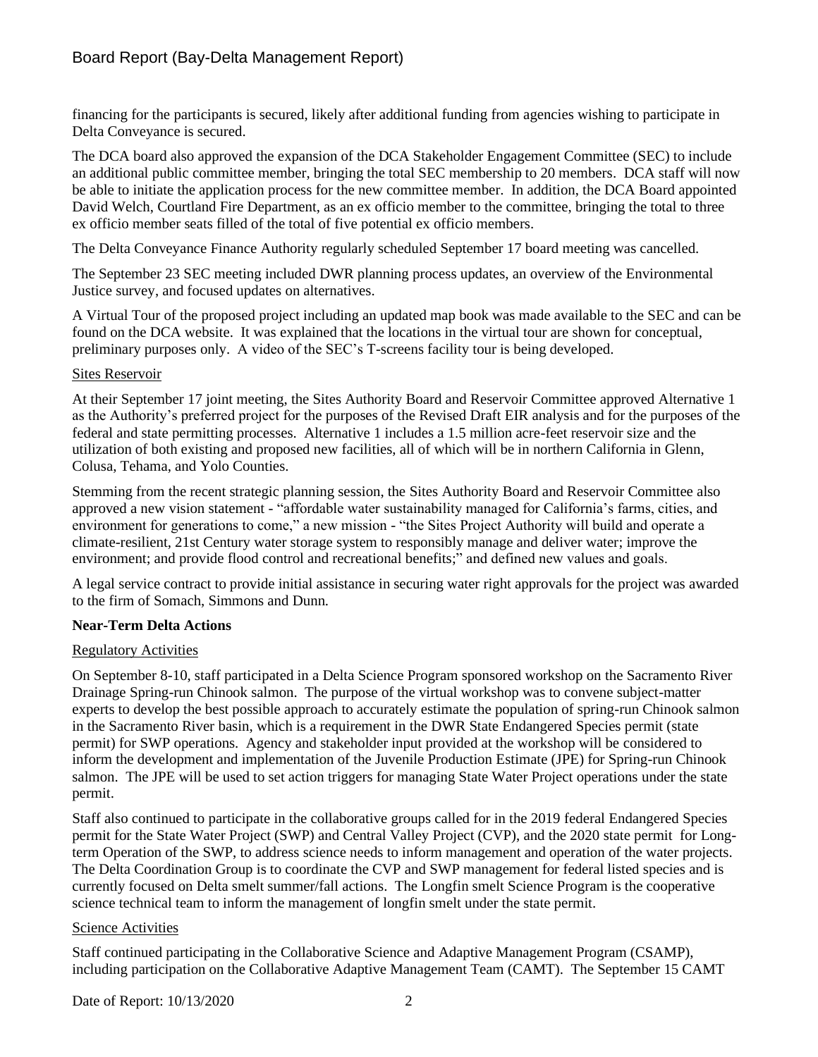financing for the participants is secured, likely after additional funding from agencies wishing to participate in Delta Conveyance is secured.

The DCA board also approved the expansion of the DCA Stakeholder Engagement Committee (SEC) to include an additional public committee member, bringing the total SEC membership to 20 members. DCA staff will now be able to initiate the application process for the new committee member. In addition, the DCA Board appointed David Welch, Courtland Fire Department, as an ex officio member to the committee, bringing the total to three ex officio member seats filled of the total of five potential ex officio members.

The Delta Conveyance Finance Authority regularly scheduled September 17 board meeting was cancelled.

The September 23 SEC meeting included DWR planning process updates, an overview of the Environmental Justice survey, and focused updates on alternatives.

A Virtual Tour of the proposed project including an updated map book was made available to the SEC and can be found on the DCA website. It was explained that the locations in the virtual tour are shown for conceptual, preliminary purposes only. A video of the SEC's T-screens facility tour is being developed.

Sites Reservoir

At their September 17 joint meeting, the Sites Authority Board and Reservoir Committee approved Alternative 1 as the Authority's preferred project for the purposes of the Revised Draft EIR analysis and for the purposes of the federal and state permitting processes. Alternative 1 includes a 1.5 million acre-feet reservoir size and the utilization of both existing and proposed new facilities, all of which will be in northern California in Glenn, Colusa, Tehama, and Yolo Counties.

Stemming from the recent strategic planning session, the Sites Authority Board and Reservoir Committee also approved a new vision statement - "affordable water sustainability managed for California's farms, cities, and environment for generations to come," a new mission - "the Sites Project Authority will build and operate a climate-resilient, 21st Century water storage system to responsibly manage and deliver water; improve the environment; and provide flood control and recreational benefits;" and defined new values and goals.

A legal service contract to provide initial assistance in securing water right approvals for the project was awarded to the firm of Somach, Simmons and Dunn.

**Near-Term Delta Actions**

Regulatory Activities

On September 8-10, staff participated in a Delta Science Program sponsored workshop on the Sacramento River Drainage Spring-run Chinook salmon. The purpose of the virtual workshop was to convene subject-matter experts to develop the best possible approach to accurately estimate the population of spring-run Chinook salmon in the Sacramento River basin, which is a requirement in the DWR State Endangered Species permit (state permit) for SWP operations. Agency and stakeholder input provided at the workshop will be considered to inform the development and implementation of the Juvenile Production Estimate (JPE) for Spring-run Chinook salmon. The JPE will be used to set action triggers for managing State Water Project operations under the state permit.

Staff also continued to participate in the collaborative groups called for in the 2019 federal Endangered Species permit for the State Water Project (SWP) and Central Valley Project (CVP), and the 2020 state permit for Long-term Operation of the SWP, to address science needs to inform management and operation of the water projects. The Delta Coordination Group is to coordinate the CVP and SWP management for federal listed species and is currently focused on Delta smelt summer/fall actions. The Longfin smelt Science Program is the cooperative science technical team to inform the management of longfin smelt under the state permit.

Science Activities

Staff continued participating in the Collaborative Science and Adaptive Management Program (CSAMP), including participation on the Collaborative Adaptive Management Team (CAMT). The September 15 CAMT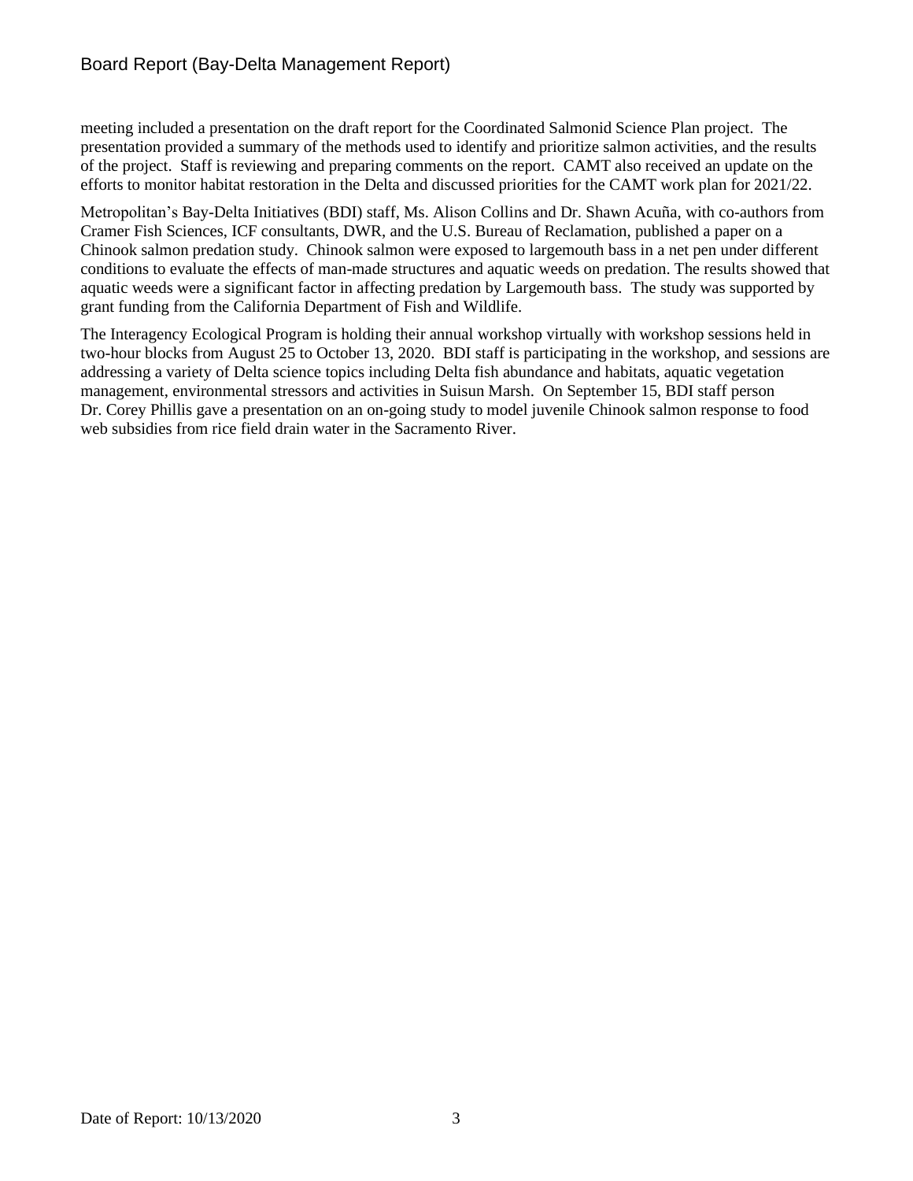meeting included a presentation on the draft report for the Coordinated Salmonid Science Plan project. The presentation provided a summary of the methods used to identify and prioritize salmon activities, and the results of the project. Staff is reviewing and preparing comments on the report. CAMT also received an update on the efforts to monitor habitat restoration in the Delta and discussed priorities for the CAMT work plan for 2021/22.

Metropolitan's Bay-Delta Initiatives (BDI) staff, Ms. Alison Collins and Dr. Shawn Acuña, with co-authors from Cramer Fish Sciences, ICF consultants, DWR, and the U.S. Bureau of Reclamation, published a paper on a Chinook salmon predation study. Chinook salmon were exposed to largemouth bass in a net pen under different conditions to evaluate the effects of man-made structures and aquatic weeds on predation. The results showed that aquatic weeds were a significant factor in affecting predation by Largemouth bass. The study was supported by grant funding from the California Department of Fish and Wildlife.

The Interagency Ecological Program is holding their annual workshop virtually with workshop sessions held in two-hour blocks from August 25 to October 13, 2020. BDI staff is participating in the workshop, and sessions are addressing a variety of Delta science topics including Delta fish abundance and habitats, aquatic vegetation management, environmental stressors and activities in Suisun Marsh. On September 15, BDI staff person Dr. Corey Phillis gave a presentation on an on-going study to model juvenile Chinook salmon response to food web subsidies from rice field drain water in the Sacramento River.